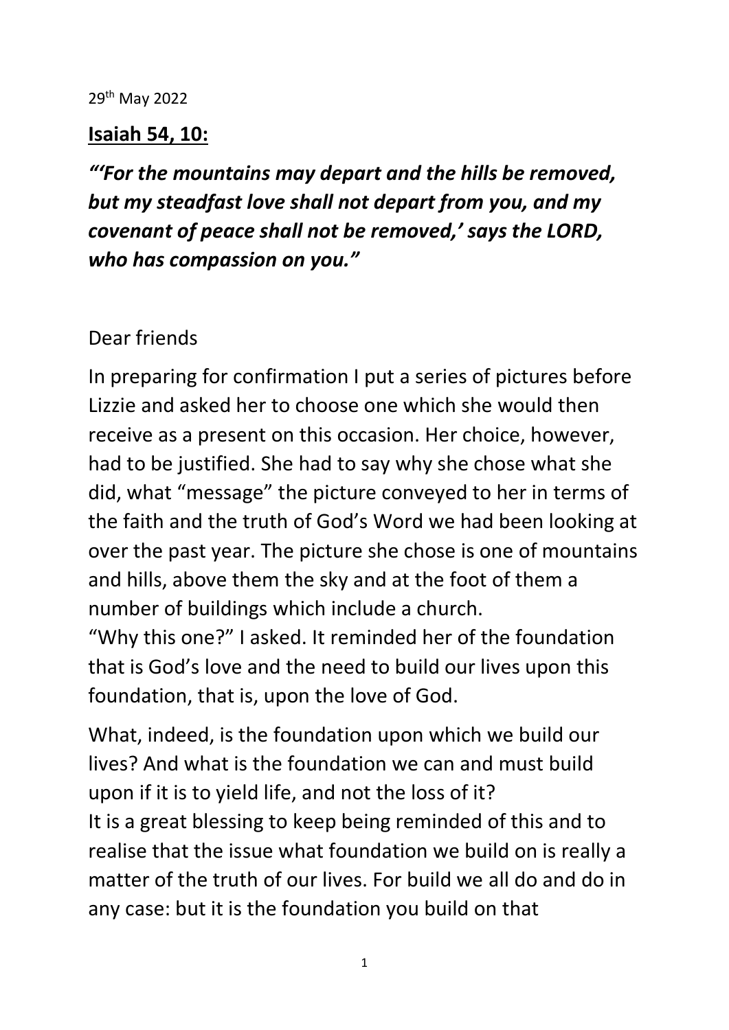29th May 2022

**Isaiah 54, 10:**

***"'For the mountains may depart and the hills be removed, but my steadfast love shall not depart from you, and my covenant of peace shall not be removed,' says the LORD, who has compassion on you."***

Dear friends

In preparing for confirmation I put a series of pictures before Lizzie and asked her to choose one which she would then receive as a present on this occasion. Her choice, however, had to be justified. She had to say why she chose what she did, what "message" the picture conveyed to her in terms of the faith and the truth of God's Word we had been looking at over the past year. The picture she chose is one of mountains and hills, above them the sky and at the foot of them a number of buildings which include a church.
"Why this one?" I asked. It reminded her of the foundation that is God's love and the need to build our lives upon this foundation, that is, upon the love of God.

What, indeed, is the foundation upon which we build our lives? And what is the foundation we can and must build upon if it is to yield life, and not the loss of it?
It is a great blessing to keep being reminded of this and to realise that the issue what foundation we build on is really a matter of the truth of our lives. For build we all do and do in any case: but it is the foundation you build on that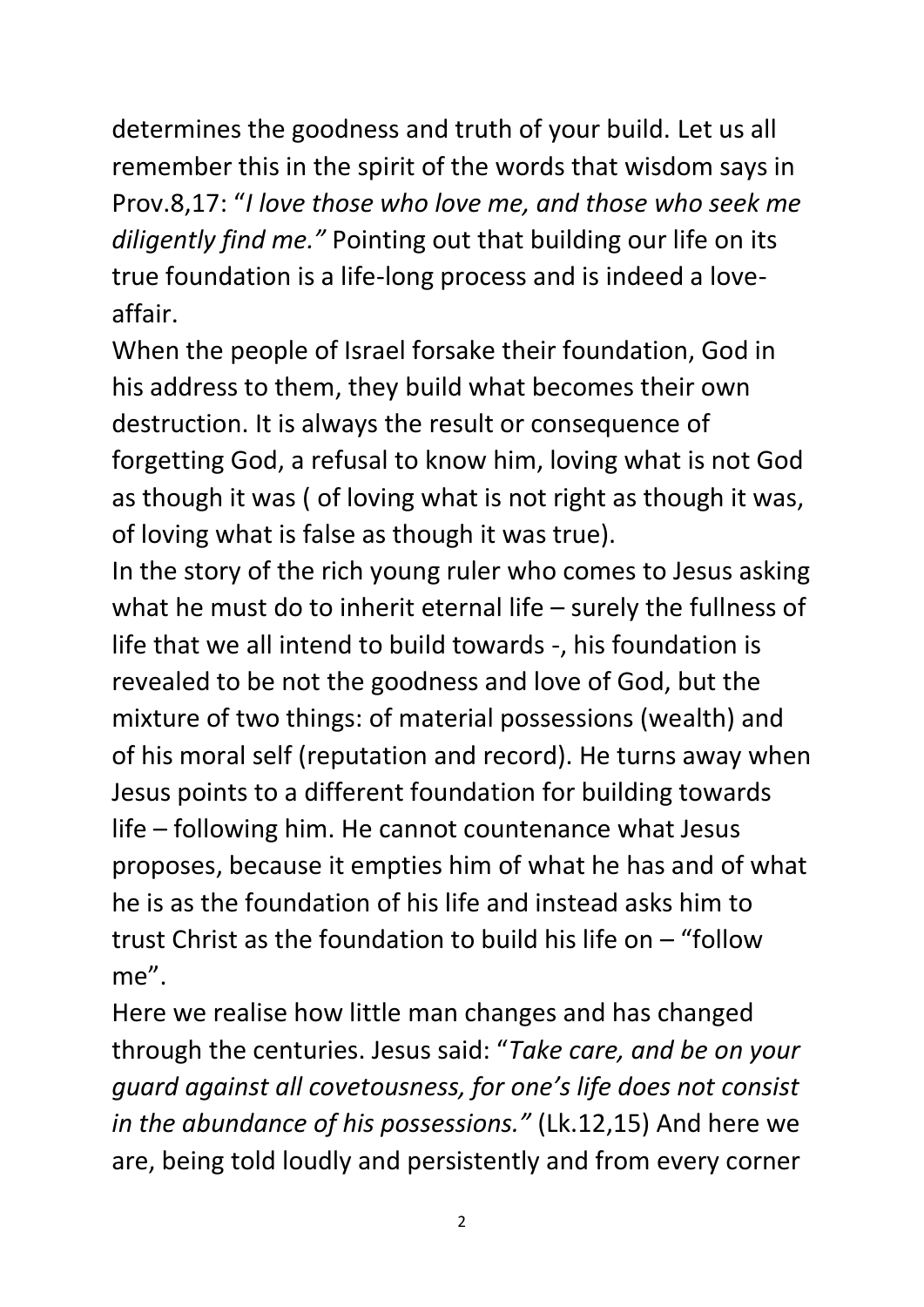determines the goodness and truth of your build. Let us all remember this in the spirit of the words that wisdom says in Prov.8,17: "*I love those who love me, and those who seek me diligently find me."* Pointing out that building our life on its true foundation is a life-long process and is indeed a love-affair.

When the people of Israel forsake their foundation, God in his address to them, they build what becomes their own destruction. It is always the result or consequence of forgetting God, a refusal to know him, loving what is not God as though it was ( of loving what is not right as though it was, of loving what is false as though it was true).

In the story of the rich young ruler who comes to Jesus asking what he must do to inherit eternal life – surely the fullness of life that we all intend to build towards -, his foundation is revealed to be not the goodness and love of God, but the mixture of two things: of material possessions (wealth) and of his moral self (reputation and record). He turns away when Jesus points to a different foundation for building towards life – following him. He cannot countenance what Jesus proposes, because it empties him of what he has and of what he is as the foundation of his life and instead asks him to trust Christ as the foundation to build his life on – "follow me".

Here we realise how little man changes and has changed through the centuries. Jesus said: "*Take care, and be on your guard against all covetousness, for one's life does not consist in the abundance of his possessions."* (Lk.12,15) And here we are, being told loudly and persistently and from every corner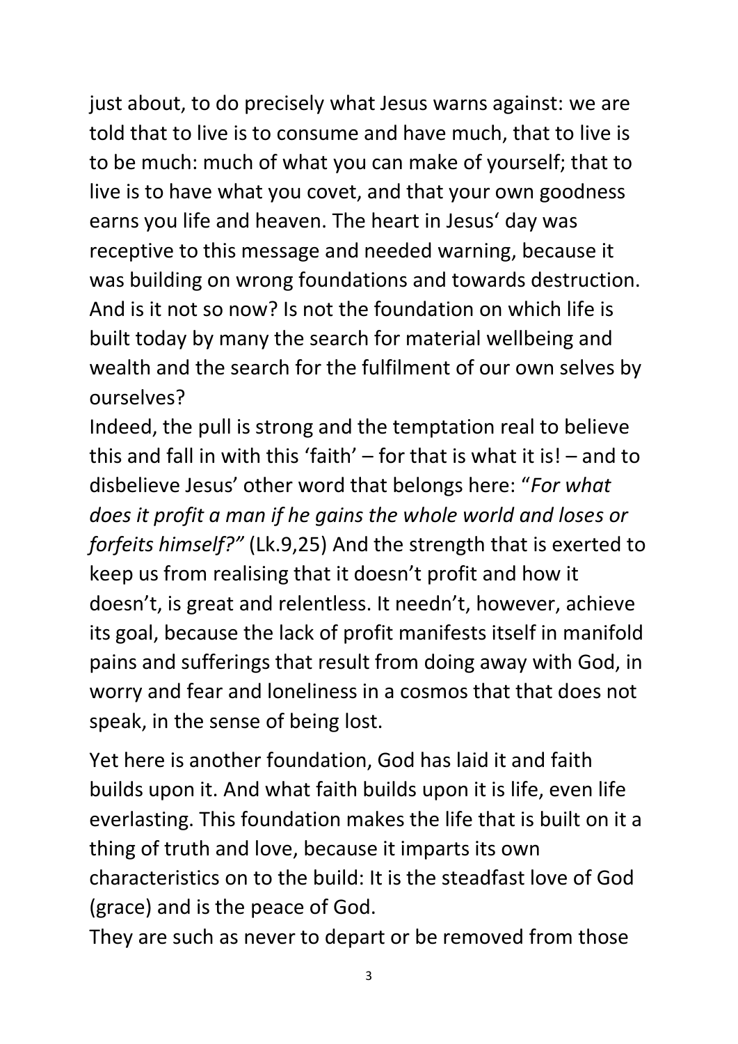just about, to do precisely what Jesus warns against: we are told that to live is to consume and have much, that to live is to be much: much of what you can make of yourself; that to live is to have what you covet, and that your own goodness earns you life and heaven. The heart in Jesus' day was receptive to this message and needed warning, because it was building on wrong foundations and towards destruction. And is it not so now? Is not the foundation on which life is built today by many the search for material wellbeing and wealth and the search for the fulfilment of our own selves by ourselves?
Indeed, the pull is strong and the temptation real to believe this and fall in with this 'faith' – for that is what it is! – and to disbelieve Jesus' other word that belongs here: "*For what does it profit a man if he gains the whole world and loses or forfeits himself?"* (Lk.9,25) And the strength that is exerted to keep us from realising that it doesn't profit and how it doesn't, is great and relentless. It needn't, however, achieve its goal, because the lack of profit manifests itself in manifold pains and sufferings that result from doing away with God, in worry and fear and loneliness in a cosmos that that does not speak, in the sense of being lost.

Yet here is another foundation, God has laid it and faith builds upon it. And what faith builds upon it is life, even life everlasting. This foundation makes the life that is built on it a thing of truth and love, because it imparts its own characteristics on to the build: It is the steadfast love of God (grace) and is the peace of God.
They are such as never to depart or be removed from those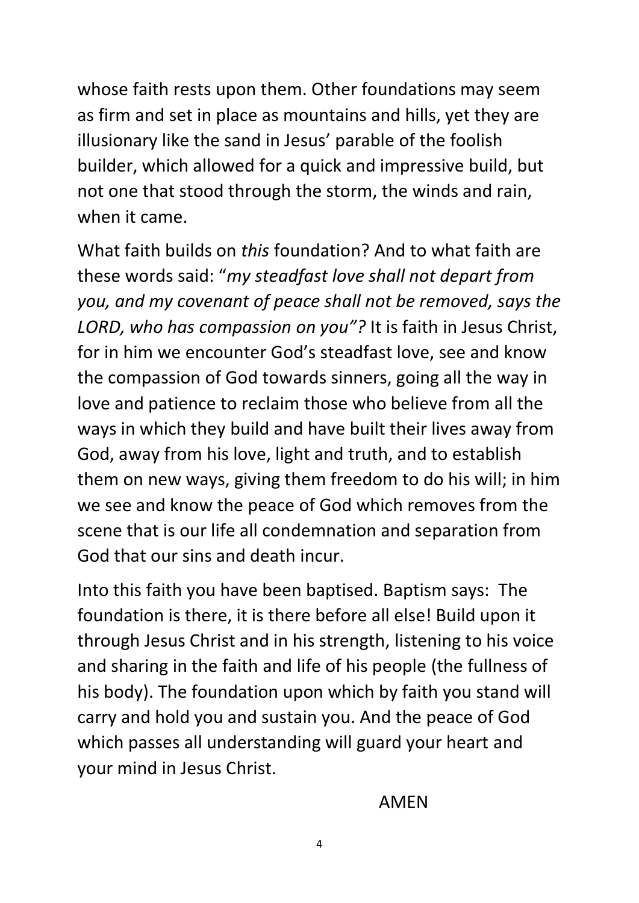whose faith rests upon them. Other foundations may seem as firm and set in place as mountains and hills, yet they are illusionary like the sand in Jesus' parable of the foolish builder, which allowed for a quick and impressive build, but not one that stood through the storm, the winds and rain, when it came.

What faith builds on *this* foundation? And to what faith are these words said: "*my steadfast love shall not depart from you, and my covenant of peace shall not be removed, says the LORD, who has compassion on you"?* It is faith in Jesus Christ, for in him we encounter God's steadfast love, see and know the compassion of God towards sinners, going all the way in love and patience to reclaim those who believe from all the ways in which they build and have built their lives away from God, away from his love, light and truth, and to establish them on new ways, giving them freedom to do his will; in him we see and know the peace of God which removes from the scene that is our life all condemnation and separation from God that our sins and death incur.

Into this faith you have been baptised. Baptism says: The foundation is there, it is there before all else! Build upon it through Jesus Christ and in his strength, listening to his voice and sharing in the faith and life of his people (the fullness of his body). The foundation upon which by faith you stand will carry and hold you and sustain you. And the peace of God which passes all understanding will guard your heart and your mind in Jesus Christ.

AMEN